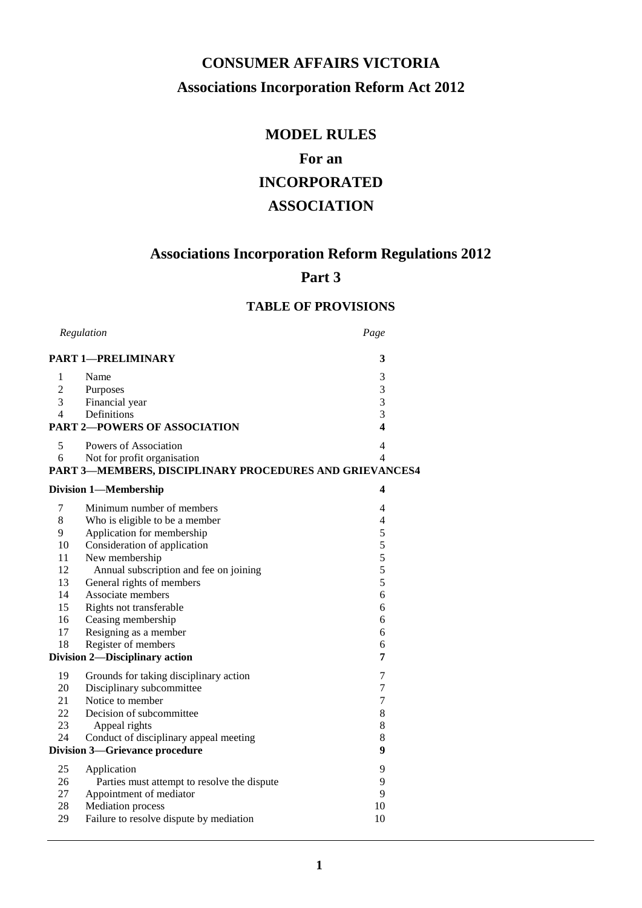# CONSUMER AFFAIRS VICTORIA

## Associations Incorporation Reform Act 2012

# MODEL RULES

# For an

# INCORPORATED

# ASSOCIATION

## Associations Incorporation Reform Regulations 2012

## Part 3

### TABLE OF PROVISIONS

| *Regulation* | | *Page* |
|---|---|---|
| **PART 1—PRELIMINARY** | | **3** |
| 1 | Name | 3 |
| 2 | Purposes | 3 |
| 3 | Financial year | 3 |
| 4 | Definitions | 3 |
| **PART 2—POWERS OF ASSOCIATION** | | **4** |
| 5 | Powers of Association | 4 |
| 6 | Not for profit organisation | 4 |
| **PART 3—MEMBERS, DISCIPLINARY PROCEDURES AND GRIEVANCES** | | **4** |
| **Division 1—Membership** | | **4** |
| 7 | Minimum number of members | 4 |
| 8 | Who is eligible to be a member | 4 |
| 9 | Application for membership | 5 |
| 10 | Consideration of application | 5 |
| 11 | New membership | 5 |
| 12 | Annual subscription and fee on joining | 5 |
| 13 | General rights of members | 5 |
| 14 | Associate members | 6 |
| 15 | Rights not transferable | 6 |
| 16 | Ceasing membership | 6 |
| 17 | Resigning as a member | 6 |
| 18 | Register of members | 6 |
| **Division 2—Disciplinary action** | | **7** |
| 19 | Grounds for taking disciplinary action | 7 |
| 20 | Disciplinary subcommittee | 7 |
| 21 | Notice to member | 7 |
| 22 | Decision of subcommittee | 8 |
| 23 | Appeal rights | 8 |
| 24 | Conduct of disciplinary appeal meeting | 8 |
| **Division 3—Grievance procedure** | | **9** |
| 25 | Application | 9 |
| 26 | Parties must attempt to resolve the dispute | 9 |
| 27 | Appointment of mediator | 9 |
| 28 | Mediation process | 10 |
| 29 | Failure to resolve dispute by mediation | 10 |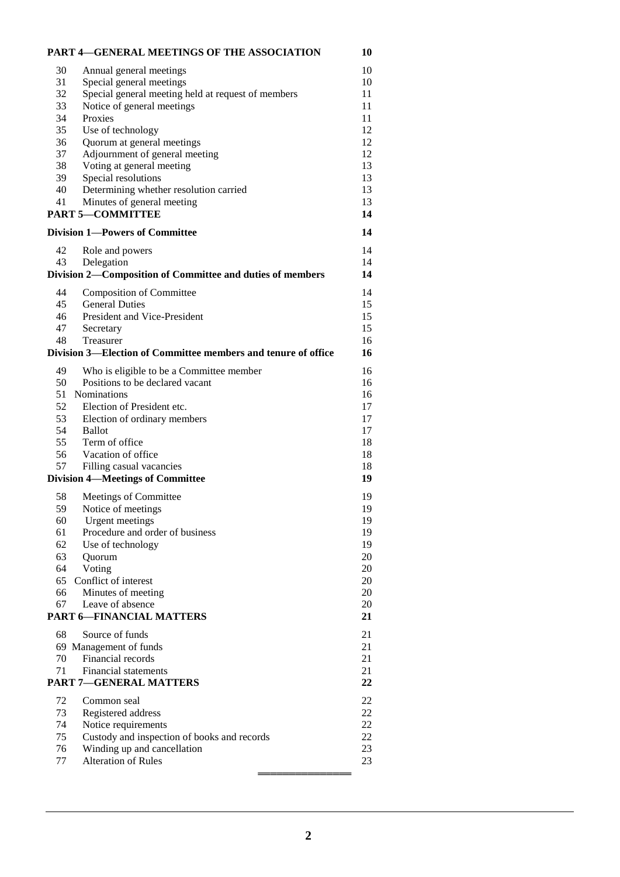| | **PART 4—GENERAL MEETINGS OF THE ASSOCIATION** | **10** |
|---|---|---|
| 30 | Annual general meetings | 10 |
| 31 | Special general meetings | 10 |
| 32 | Special general meeting held at request of members | 11 |
| 33 | Notice of general meetings | 11 |
| 34 | Proxies | 11 |
| 35 | Use of technology | 12 |
| 36 | Quorum at general meetings | 12 |
| 37 | Adjournment of general meeting | 12 |
| 38 | Voting at general meeting | 13 |
| 39 | Special resolutions | 13 |
| 40 | Determining whether resolution carried | 13 |
| 41 | Minutes of general meeting | 13 |
| | **PART 5—COMMITTEE** | **14** |
| | **Division 1—Powers of Committee** | **14** |
| 42 | Role and powers | 14 |
| 43 | Delegation | 14 |
| | **Division 2—Composition of Committee and duties of members** | **14** |
| 44 | Composition of Committee | 14 |
| 45 | General Duties | 15 |
| 46 | President and Vice-President | 15 |
| 47 | Secretary | 15 |
| 48 | Treasurer | 16 |
| | **Division 3—Election of Committee members and tenure of office** | **16** |
| 49 | Who is eligible to be a Committee member | 16 |
| 50 | Positions to be declared vacant | 16 |
| 51 | Nominations | 16 |
| 52 | Election of President etc. | 17 |
| 53 | Election of ordinary members | 17 |
| 54 | Ballot | 17 |
| 55 | Term of office | 18 |
| 56 | Vacation of office | 18 |
| 57 | Filling casual vacancies | 18 |
| | **Division 4—Meetings of Committee** | **19** |
| 58 | Meetings of Committee | 19 |
| 59 | Notice of meetings | 19 |
| 60 | Urgent meetings | 19 |
| 61 | Procedure and order of business | 19 |
| 62 | Use of technology | 19 |
| 63 | Quorum | 20 |
| 64 | Voting | 20 |
| 65 | Conflict of interest | 20 |
| 66 | Minutes of meeting | 20 |
| 67 | Leave of absence | 20 |
| | **PART 6—FINANCIAL MATTERS** | **21** |
| 68 | Source of funds | 21 |
| 69 | Management of funds | 21 |
| 70 | Financial records | 21 |
| 71 | Financial statements | 21 |
| | **PART 7—GENERAL MATTERS** | **22** |
| 72 | Common seal | 22 |
| 73 | Registered address | 22 |
| 74 | Notice requirements | 22 |
| 75 | Custody and inspection of books and records | 22 |
| 76 | Winding up and cancellation | 23 |
| 77 | Alteration of Rules | 23 |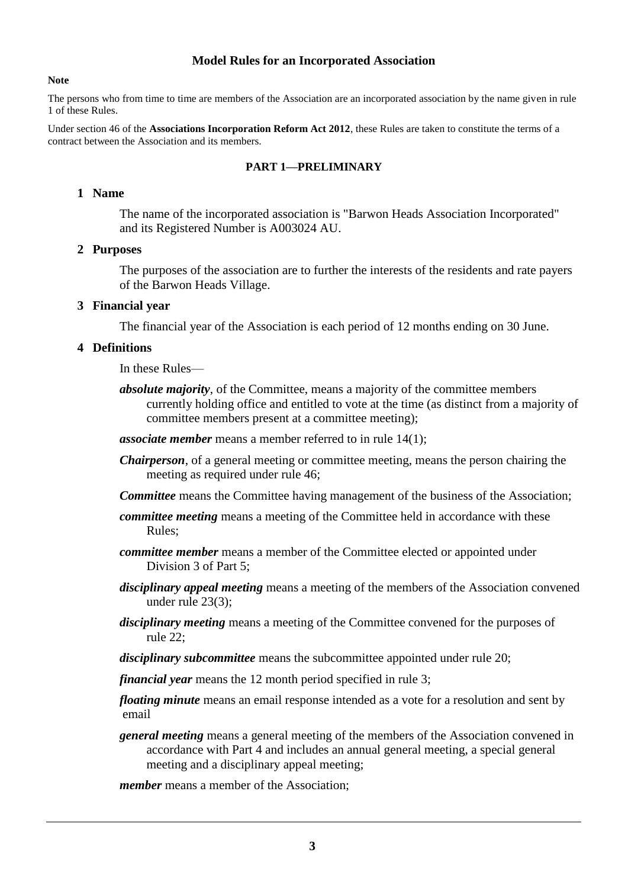# Model Rules for an Incorporated Association

**Note**

The persons who from time to time are members of the Association are an incorporated association by the name given in rule 1 of these Rules.

Under section 46 of the **Associations Incorporation Reform Act 2012**, these Rules are taken to constitute the terms of a contract between the Association and its members.

## PART 1—PRELIMINARY

### 1 Name

The name of the incorporated association is "Barwon Heads Association Incorporated" and its Registered Number is A003024 AU.

### 2 Purposes

The purposes of the association are to further the interests of the residents and rate payers of the Barwon Heads Village.

### 3 Financial year

The financial year of the Association is each period of 12 months ending on 30 June.

### 4 Definitions

In these Rules—

***absolute majority***, of the Committee, means a majority of the committee members currently holding office and entitled to vote at the time (as distinct from a majority of committee members present at a committee meeting);

***associate member*** means a member referred to in rule 14(1);

***Chairperson***, of a general meeting or committee meeting, means the person chairing the meeting as required under rule 46;

***Committee*** means the Committee having management of the business of the Association;

***committee meeting*** means a meeting of the Committee held in accordance with these Rules;

***committee member*** means a member of the Committee elected or appointed under Division 3 of Part 5;

***disciplinary appeal meeting*** means a meeting of the members of the Association convened under rule 23(3);

***disciplinary meeting*** means a meeting of the Committee convened for the purposes of rule 22;

***disciplinary subcommittee*** means the subcommittee appointed under rule 20;

***financial year*** means the 12 month period specified in rule 3;

***floating minute*** means an email response intended as a vote for a resolution and sent by email

***general meeting*** means a general meeting of the members of the Association convened in accordance with Part 4 and includes an annual general meeting, a special general meeting and a disciplinary appeal meeting;

***member*** means a member of the Association;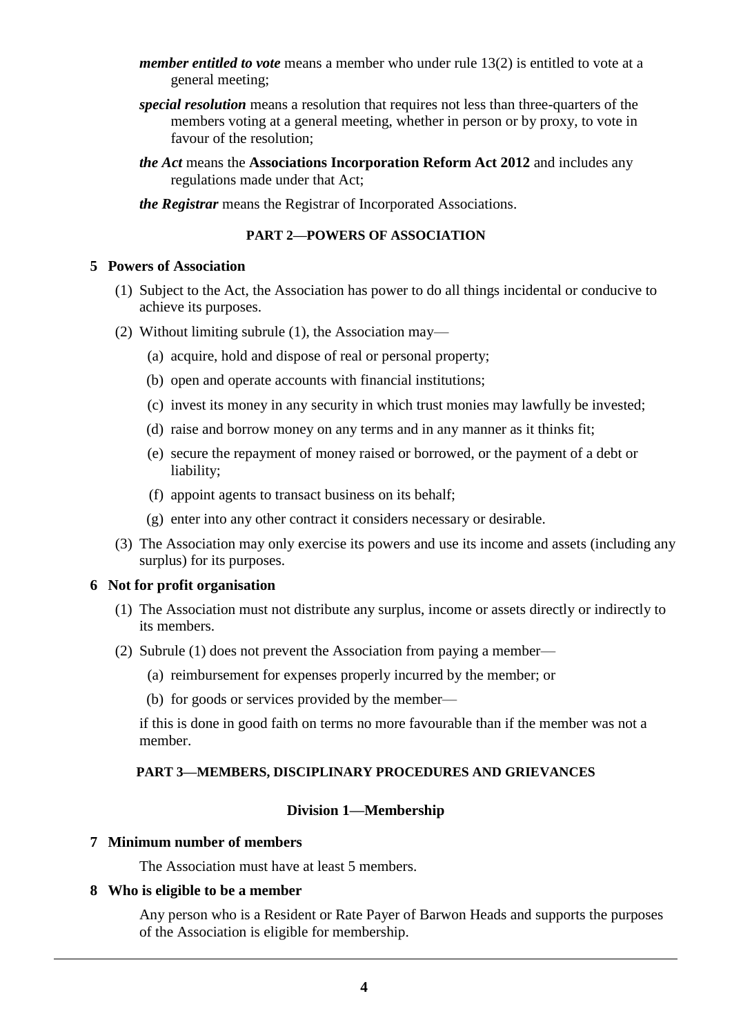***member entitled to vote*** means a member who under rule 13(2) is entitled to vote at a general meeting;

***special resolution*** means a resolution that requires not less than three-quarters of the members voting at a general meeting, whether in person or by proxy, to vote in favour of the resolution;

***the Act*** means the **Associations Incorporation Reform Act 2012** and includes any regulations made under that Act;

***the Registrar*** means the Registrar of Incorporated Associations.

## PART 2—POWERS OF ASSOCIATION

### 5 Powers of Association

(1) Subject to the Act, the Association has power to do all things incidental or conducive to achieve its purposes.

(2) Without limiting subrule (1), the Association may—

(a) acquire, hold and dispose of real or personal property;

(b) open and operate accounts with financial institutions;

(c) invest its money in any security in which trust monies may lawfully be invested;

(d) raise and borrow money on any terms and in any manner as it thinks fit;

(e) secure the repayment of money raised or borrowed, or the payment of a debt or liability;

(f) appoint agents to transact business on its behalf;

(g) enter into any other contract it considers necessary or desirable.

(3) The Association may only exercise its powers and use its income and assets (including any surplus) for its purposes.

### 6 Not for profit organisation

(1) The Association must not distribute any surplus, income or assets directly or indirectly to its members.

(2) Subrule (1) does not prevent the Association from paying a member—

(a) reimbursement for expenses properly incurred by the member; or

(b) for goods or services provided by the member—

if this is done in good faith on terms no more favourable than if the member was not a member.

## PART 3—MEMBERS, DISCIPLINARY PROCEDURES AND GRIEVANCES

### Division 1—Membership

### 7 Minimum number of members

The Association must have at least 5 members.

### 8 Who is eligible to be a member

Any person who is a Resident or Rate Payer of Barwon Heads and supports the purposes of the Association is eligible for membership.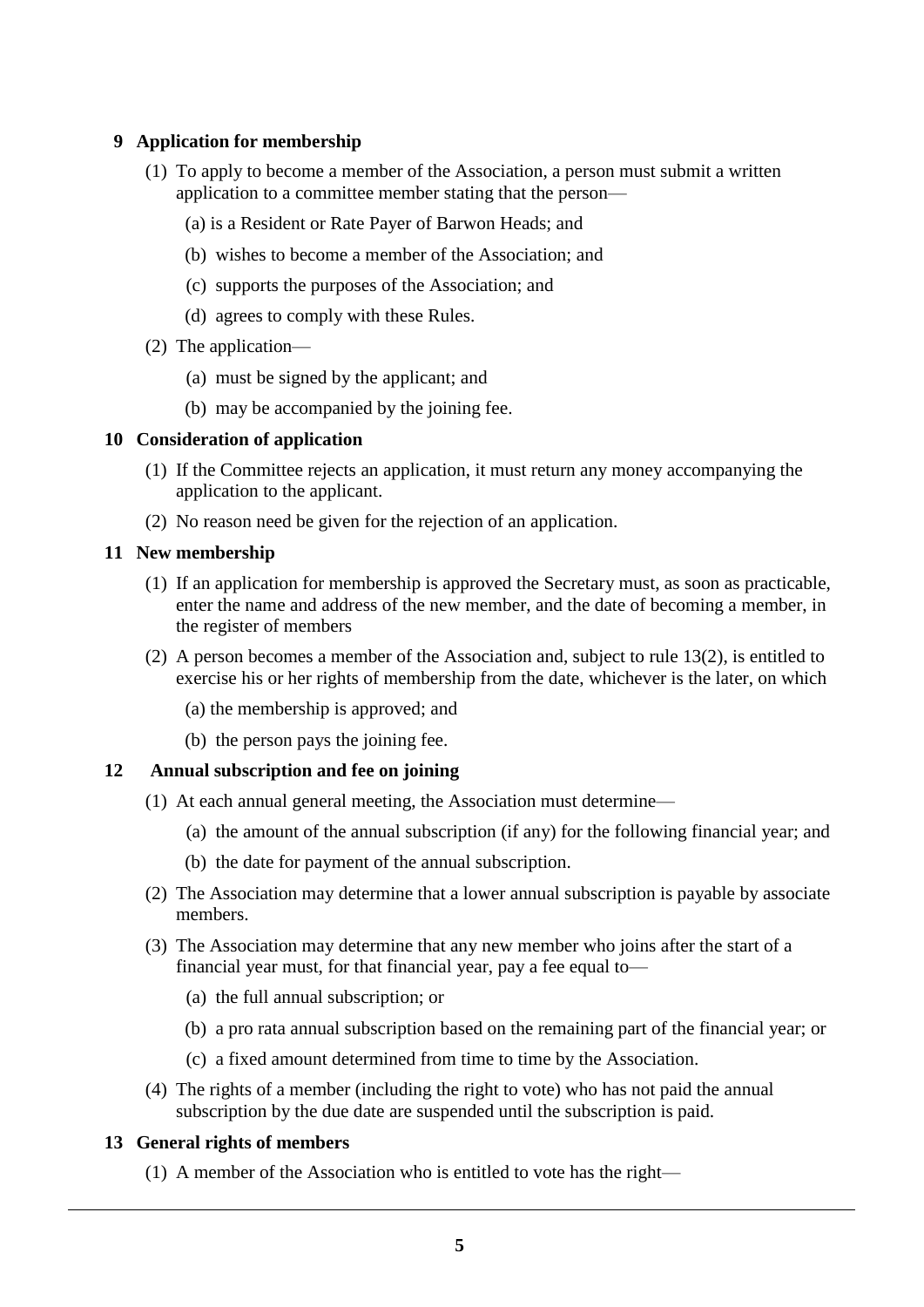### 9 Application for membership

(1) To apply to become a member of the Association, a person must submit a written application to a committee member stating that the person—

(a) is a Resident or Rate Payer of Barwon Heads; and

(b) wishes to become a member of the Association; and

(c) supports the purposes of the Association; and

(d) agrees to comply with these Rules.

(2) The application—

(a) must be signed by the applicant; and

(b) may be accompanied by the joining fee.

### 10 Consideration of application

(1) If the Committee rejects an application, it must return any money accompanying the application to the applicant.

(2) No reason need be given for the rejection of an application.

### 11 New membership

(1) If an application for membership is approved the Secretary must, as soon as practicable, enter the name and address of the new member, and the date of becoming a member, in the register of members

(2) A person becomes a member of the Association and, subject to rule 13(2), is entitled to exercise his or her rights of membership from the date, whichever is the later, on which

(a) the membership is approved; and

(b) the person pays the joining fee.

### 12 Annual subscription and fee on joining

(1) At each annual general meeting, the Association must determine—

(a) the amount of the annual subscription (if any) for the following financial year; and

(b) the date for payment of the annual subscription.

(2) The Association may determine that a lower annual subscription is payable by associate members.

(3) The Association may determine that any new member who joins after the start of a financial year must, for that financial year, pay a fee equal to—

(a) the full annual subscription; or

(b) a pro rata annual subscription based on the remaining part of the financial year; or

(c) a fixed amount determined from time to time by the Association.

(4) The rights of a member (including the right to vote) who has not paid the annual subscription by the due date are suspended until the subscription is paid.

### 13 General rights of members

(1) A member of the Association who is entitled to vote has the right—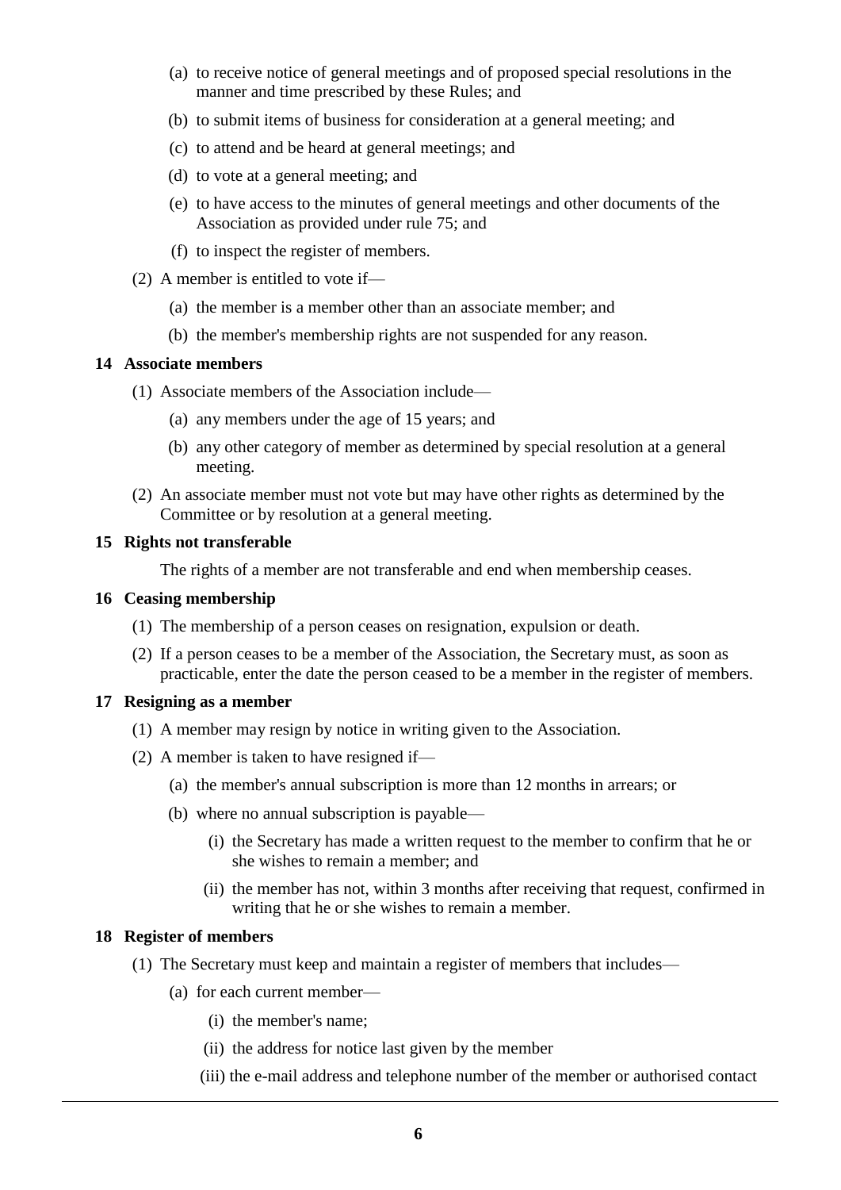(a) to receive notice of general meetings and of proposed special resolutions in the manner and time prescribed by these Rules; and

(b) to submit items of business for consideration at a general meeting; and

(c) to attend and be heard at general meetings; and

(d) to vote at a general meeting; and

(e) to have access to the minutes of general meetings and other documents of the Association as provided under rule 75; and

(f) to inspect the register of members.

(2) A member is entitled to vote if—

(a) the member is a member other than an associate member; and

(b) the member's membership rights are not suspended for any reason.

### 14 Associate members

(1) Associate members of the Association include—

(a) any members under the age of 15 years; and

(b) any other category of member as determined by special resolution at a general meeting.

(2) An associate member must not vote but may have other rights as determined by the Committee or by resolution at a general meeting.

### 15 Rights not transferable

The rights of a member are not transferable and end when membership ceases.

### 16 Ceasing membership

(1) The membership of a person ceases on resignation, expulsion or death.

(2) If a person ceases to be a member of the Association, the Secretary must, as soon as practicable, enter the date the person ceased to be a member in the register of members.

### 17 Resigning as a member

(1) A member may resign by notice in writing given to the Association.

(2) A member is taken to have resigned if—

(a) the member's annual subscription is more than 12 months in arrears; or

(b) where no annual subscription is payable—

(i) the Secretary has made a written request to the member to confirm that he or she wishes to remain a member; and

(ii) the member has not, within 3 months after receiving that request, confirmed in writing that he or she wishes to remain a member.

### 18 Register of members

(1) The Secretary must keep and maintain a register of members that includes—

(a) for each current member—

(i) the member's name;

(ii) the address for notice last given by the member

(iii) the e-mail address and telephone number of the member or authorised contact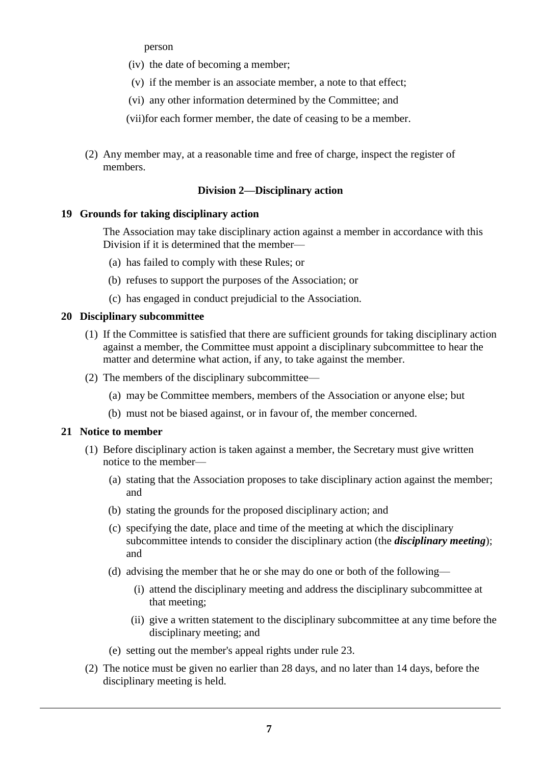person

(iv) the date of becoming a member;

(v) if the member is an associate member, a note to that effect;

(vi) any other information determined by the Committee; and

(vii) for each former member, the date of ceasing to be a member.

(2) Any member may, at a reasonable time and free of charge, inspect the register of members.

### Division 2—Disciplinary action

#### 19 Grounds for taking disciplinary action

The Association may take disciplinary action against a member in accordance with this Division if it is determined that the member—

(a) has failed to comply with these Rules; or

(b) refuses to support the purposes of the Association; or

(c) has engaged in conduct prejudicial to the Association.

#### 20 Disciplinary subcommittee

(1) If the Committee is satisfied that there are sufficient grounds for taking disciplinary action against a member, the Committee must appoint a disciplinary subcommittee to hear the matter and determine what action, if any, to take against the member.

(2) The members of the disciplinary subcommittee—

(a) may be Committee members, members of the Association or anyone else; but

(b) must not be biased against, or in favour of, the member concerned.

#### 21 Notice to member

(1) Before disciplinary action is taken against a member, the Secretary must give written notice to the member—

(a) stating that the Association proposes to take disciplinary action against the member; and

(b) stating the grounds for the proposed disciplinary action; and

(c) specifying the date, place and time of the meeting at which the disciplinary subcommittee intends to consider the disciplinary action (the ***disciplinary meeting***); and

(d) advising the member that he or she may do one or both of the following—

(i) attend the disciplinary meeting and address the disciplinary subcommittee at that meeting;

(ii) give a written statement to the disciplinary subcommittee at any time before the disciplinary meeting; and

(e) setting out the member's appeal rights under rule 23.

(2) The notice must be given no earlier than 28 days, and no later than 14 days, before the disciplinary meeting is held.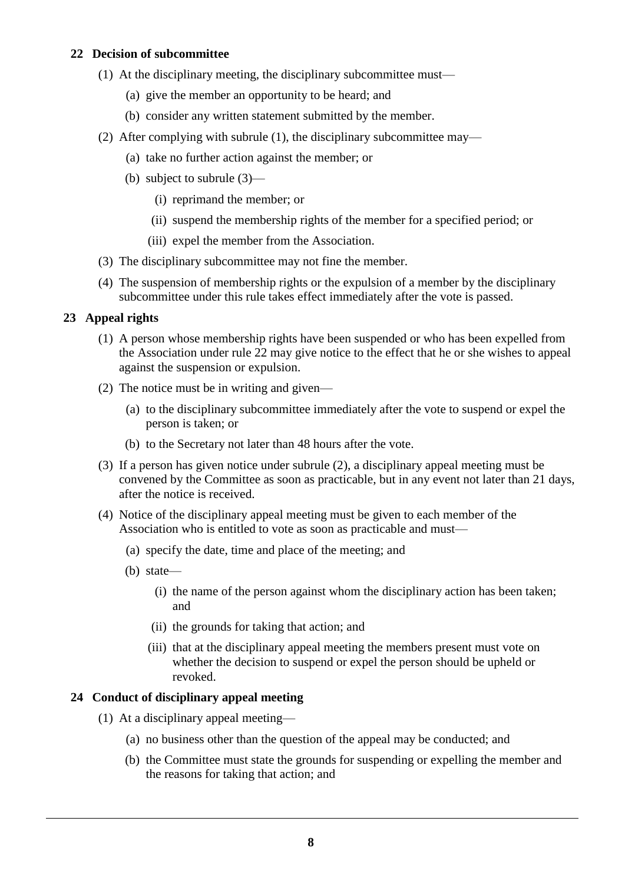### 22 Decision of subcommittee

(1) At the disciplinary meeting, the disciplinary subcommittee must—

- (a) give the member an opportunity to be heard; and
- (b) consider any written statement submitted by the member.

(2) After complying with subrule (1), the disciplinary subcommittee may—

- (a) take no further action against the member; or
- (b) subject to subrule (3)—
  - (i) reprimand the member; or
  - (ii) suspend the membership rights of the member for a specified period; or
  - (iii) expel the member from the Association.

(3) The disciplinary subcommittee may not fine the member.

(4) The suspension of membership rights or the expulsion of a member by the disciplinary subcommittee under this rule takes effect immediately after the vote is passed.

### 23 Appeal rights

(1) A person whose membership rights have been suspended or who has been expelled from the Association under rule 22 may give notice to the effect that he or she wishes to appeal against the suspension or expulsion.

(2) The notice must be in writing and given—

- (a) to the disciplinary subcommittee immediately after the vote to suspend or expel the person is taken; or
- (b) to the Secretary not later than 48 hours after the vote.

(3) If a person has given notice under subrule (2), a disciplinary appeal meeting must be convened by the Committee as soon as practicable, but in any event not later than 21 days, after the notice is received.

(4) Notice of the disciplinary appeal meeting must be given to each member of the Association who is entitled to vote as soon as practicable and must—

- (a) specify the date, time and place of the meeting; and
- (b) state—
  - (i) the name of the person against whom the disciplinary action has been taken; and
  - (ii) the grounds for taking that action; and
  - (iii) that at the disciplinary appeal meeting the members present must vote on whether the decision to suspend or expel the person should be upheld or revoked.

### 24 Conduct of disciplinary appeal meeting

(1) At a disciplinary appeal meeting—

- (a) no business other than the question of the appeal may be conducted; and
- (b) the Committee must state the grounds for suspending or expelling the member and the reasons for taking that action; and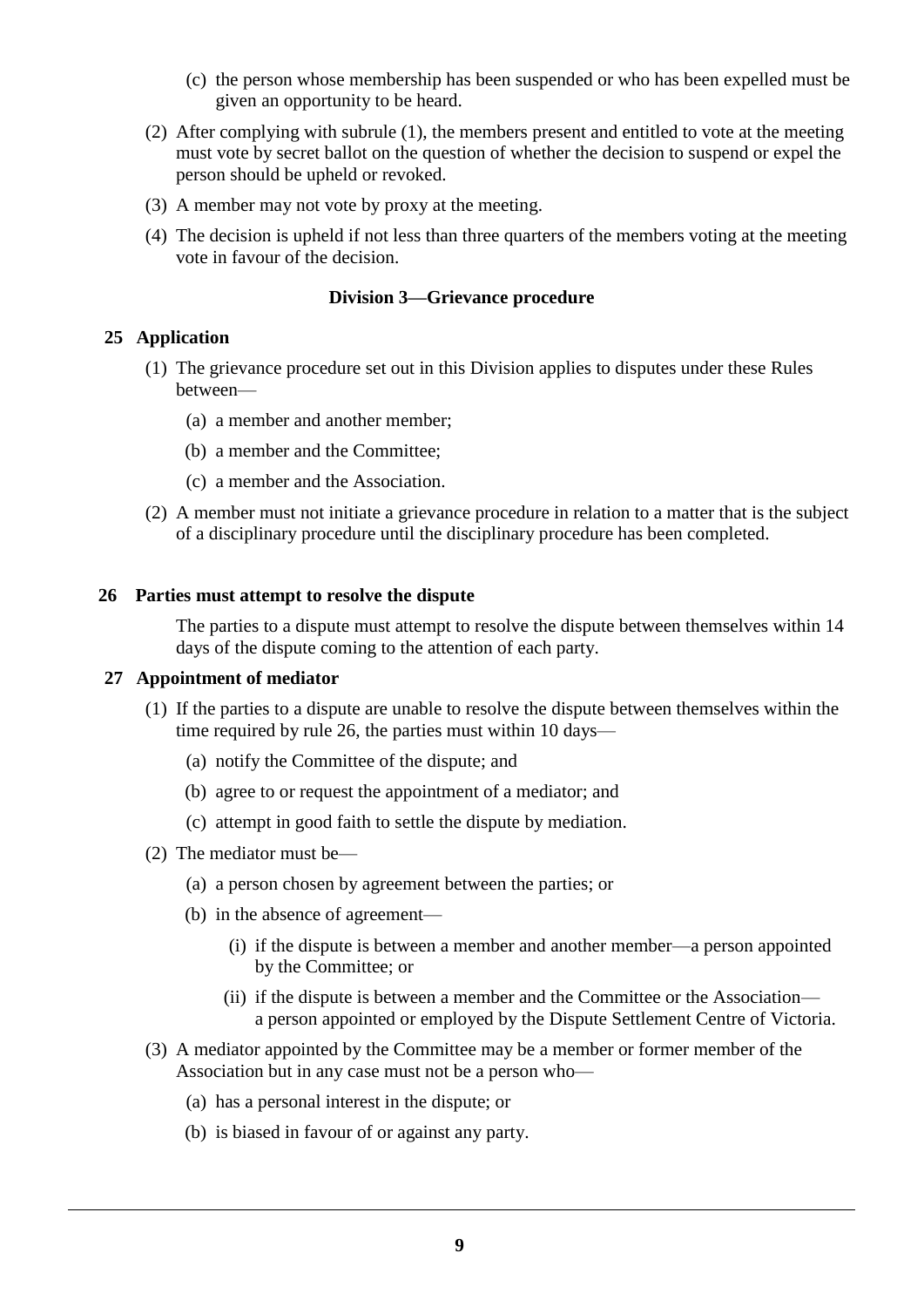(c) the person whose membership has been suspended or who has been expelled must be given an opportunity to be heard.

(2) After complying with subrule (1), the members present and entitled to vote at the meeting must vote by secret ballot on the question of whether the decision to suspend or expel the person should be upheld or revoked.

(3) A member may not vote by proxy at the meeting.

(4) The decision is upheld if not less than three quarters of the members voting at the meeting vote in favour of the decision.

### Division 3—Grievance procedure

#### 25 Application

(1) The grievance procedure set out in this Division applies to disputes under these Rules between—

(a) a member and another member;

(b) a member and the Committee;

(c) a member and the Association.

(2) A member must not initiate a grievance procedure in relation to a matter that is the subject of a disciplinary procedure until the disciplinary procedure has been completed.

#### 26 Parties must attempt to resolve the dispute

The parties to a dispute must attempt to resolve the dispute between themselves within 14 days of the dispute coming to the attention of each party.

#### 27 Appointment of mediator

(1) If the parties to a dispute are unable to resolve the dispute between themselves within the time required by rule 26, the parties must within 10 days—

(a) notify the Committee of the dispute; and

(b) agree to or request the appointment of a mediator; and

(c) attempt in good faith to settle the dispute by mediation.

(2) The mediator must be—

(a) a person chosen by agreement between the parties; or

(b) in the absence of agreement—

(i) if the dispute is between a member and another member—a person appointed by the Committee; or

(ii) if the dispute is between a member and the Committee or the Association—a person appointed or employed by the Dispute Settlement Centre of Victoria.

(3) A mediator appointed by the Committee may be a member or former member of the Association but in any case must not be a person who—

(a) has a personal interest in the dispute; or

(b) is biased in favour of or against any party.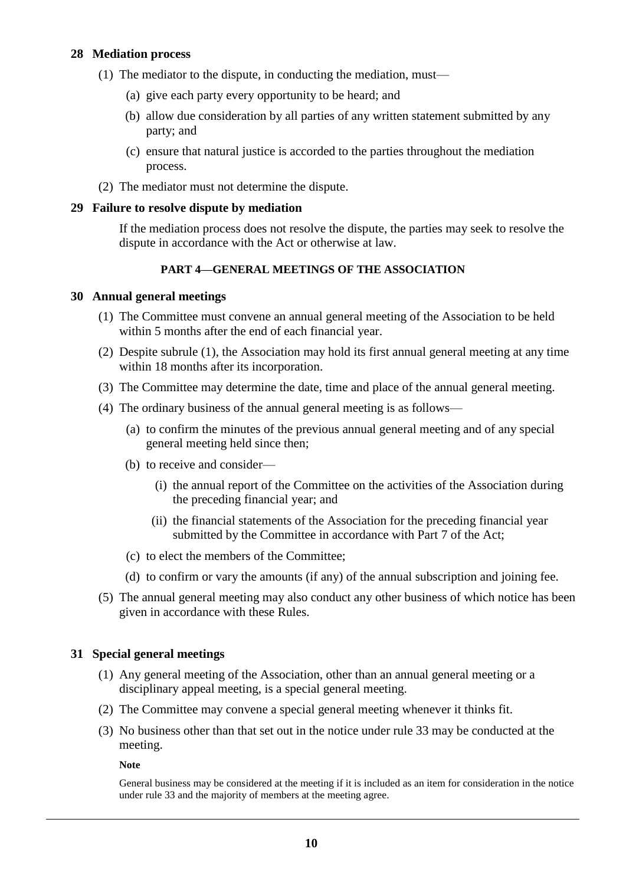### 28 Mediation process

(1) The mediator to the dispute, in conducting the mediation, must—

- (a) give each party every opportunity to be heard; and
- (b) allow due consideration by all parties of any written statement submitted by any party; and
- (c) ensure that natural justice is accorded to the parties throughout the mediation process.

(2) The mediator must not determine the dispute.

### 29 Failure to resolve dispute by mediation

If the mediation process does not resolve the dispute, the parties may seek to resolve the dispute in accordance with the Act or otherwise at law.

## PART 4—GENERAL MEETINGS OF THE ASSOCIATION

### 30 Annual general meetings

(1) The Committee must convene an annual general meeting of the Association to be held within 5 months after the end of each financial year.

(2) Despite subrule (1), the Association may hold its first annual general meeting at any time within 18 months after its incorporation.

(3) The Committee may determine the date, time and place of the annual general meeting.

(4) The ordinary business of the annual general meeting is as follows—

- (a) to confirm the minutes of the previous annual general meeting and of any special general meeting held since then;
- (b) to receive and consider—
  - (i) the annual report of the Committee on the activities of the Association during the preceding financial year; and
  - (ii) the financial statements of the Association for the preceding financial year submitted by the Committee in accordance with Part 7 of the Act;
- (c) to elect the members of the Committee;
- (d) to confirm or vary the amounts (if any) of the annual subscription and joining fee.

(5) The annual general meeting may also conduct any other business of which notice has been given in accordance with these Rules.

### 31 Special general meetings

(1) Any general meeting of the Association, other than an annual general meeting or a disciplinary appeal meeting, is a special general meeting.

(2) The Committee may convene a special general meeting whenever it thinks fit.

(3) No business other than that set out in the notice under rule 33 may be conducted at the meeting.

**Note**

General business may be considered at the meeting if it is included as an item for consideration in the notice under rule 33 and the majority of members at the meeting agree.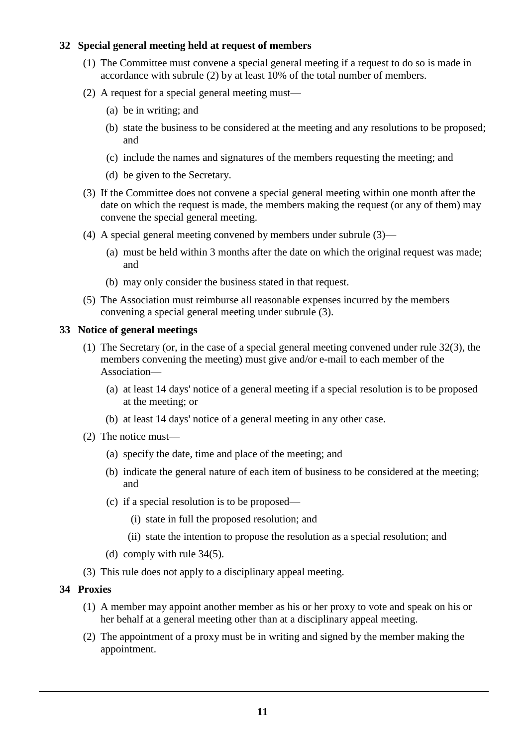### 32 Special general meeting held at request of members

(1) The Committee must convene a special general meeting if a request to do so is made in accordance with subrule (2) by at least 10% of the total number of members.

(2) A request for a special general meeting must—

- (a) be in writing; and
- (b) state the business to be considered at the meeting and any resolutions to be proposed; and
- (c) include the names and signatures of the members requesting the meeting; and
- (d) be given to the Secretary.

(3) If the Committee does not convene a special general meeting within one month after the date on which the request is made, the members making the request (or any of them) may convene the special general meeting.

(4) A special general meeting convened by members under subrule (3)—

- (a) must be held within 3 months after the date on which the original request was made; and
- (b) may only consider the business stated in that request.

(5) The Association must reimburse all reasonable expenses incurred by the members convening a special general meeting under subrule (3).

### 33 Notice of general meetings

(1) The Secretary (or, in the case of a special general meeting convened under rule 32(3), the members convening the meeting) must give and/or e-mail to each member of the Association—

- (a) at least 14 days' notice of a general meeting if a special resolution is to be proposed at the meeting; or
- (b) at least 14 days' notice of a general meeting in any other case.

(2) The notice must—

- (a) specify the date, time and place of the meeting; and
- (b) indicate the general nature of each item of business to be considered at the meeting; and
- (c) if a special resolution is to be proposed—
  - (i) state in full the proposed resolution; and
  - (ii) state the intention to propose the resolution as a special resolution; and
- (d) comply with rule 34(5).

(3) This rule does not apply to a disciplinary appeal meeting.

### 34 Proxies

(1) A member may appoint another member as his or her proxy to vote and speak on his or her behalf at a general meeting other than at a disciplinary appeal meeting.

(2) The appointment of a proxy must be in writing and signed by the member making the appointment.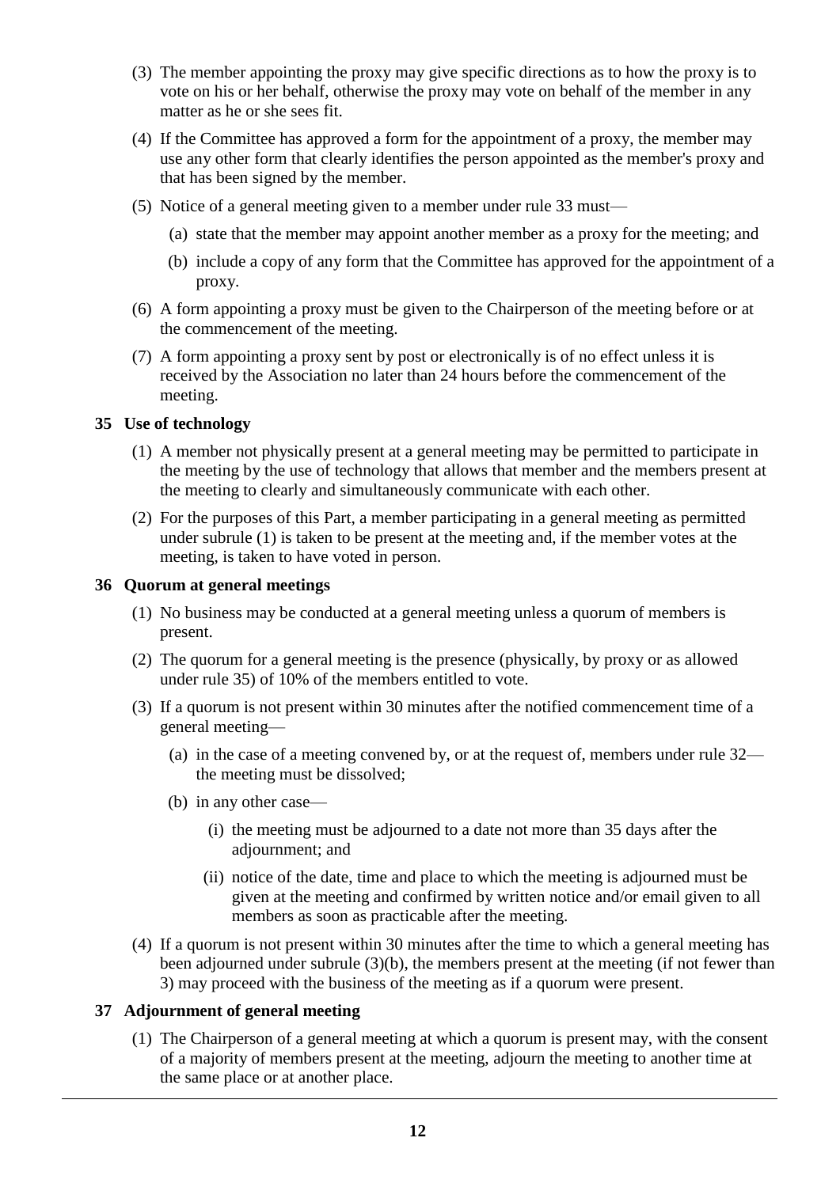(3) The member appointing the proxy may give specific directions as to how the proxy is to vote on his or her behalf, otherwise the proxy may vote on behalf of the member in any matter as he or she sees fit.

(4) If the Committee has approved a form for the appointment of a proxy, the member may use any other form that clearly identifies the person appointed as the member's proxy and that has been signed by the member.

(5) Notice of a general meeting given to a member under rule 33 must—

  (a) state that the member may appoint another member as a proxy for the meeting; and

  (b) include a copy of any form that the Committee has approved for the appointment of a proxy.

(6) A form appointing a proxy must be given to the Chairperson of the meeting before or at the commencement of the meeting.

(7) A form appointing a proxy sent by post or electronically is of no effect unless it is received by the Association no later than 24 hours before the commencement of the meeting.

**35 Use of technology**

(1) A member not physically present at a general meeting may be permitted to participate in the meeting by the use of technology that allows that member and the members present at the meeting to clearly and simultaneously communicate with each other.

(2) For the purposes of this Part, a member participating in a general meeting as permitted under subrule (1) is taken to be present at the meeting and, if the member votes at the meeting, is taken to have voted in person.

**36 Quorum at general meetings**

(1) No business may be conducted at a general meeting unless a quorum of members is present.

(2) The quorum for a general meeting is the presence (physically, by proxy or as allowed under rule 35) of 10% of the members entitled to vote.

(3) If a quorum is not present within 30 minutes after the notified commencement time of a general meeting—

  (a) in the case of a meeting convened by, or at the request of, members under rule 32—the meeting must be dissolved;

  (b) in any other case—

    (i) the meeting must be adjourned to a date not more than 35 days after the adjournment; and

    (ii) notice of the date, time and place to which the meeting is adjourned must be given at the meeting and confirmed by written notice and/or email given to all members as soon as practicable after the meeting.

(4) If a quorum is not present within 30 minutes after the time to which a general meeting has been adjourned under subrule (3)(b), the members present at the meeting (if not fewer than 3) may proceed with the business of the meeting as if a quorum were present.

**37 Adjournment of general meeting**

(1) The Chairperson of a general meeting at which a quorum is present may, with the consent of a majority of members present at the meeting, adjourn the meeting to another time at the same place or at another place.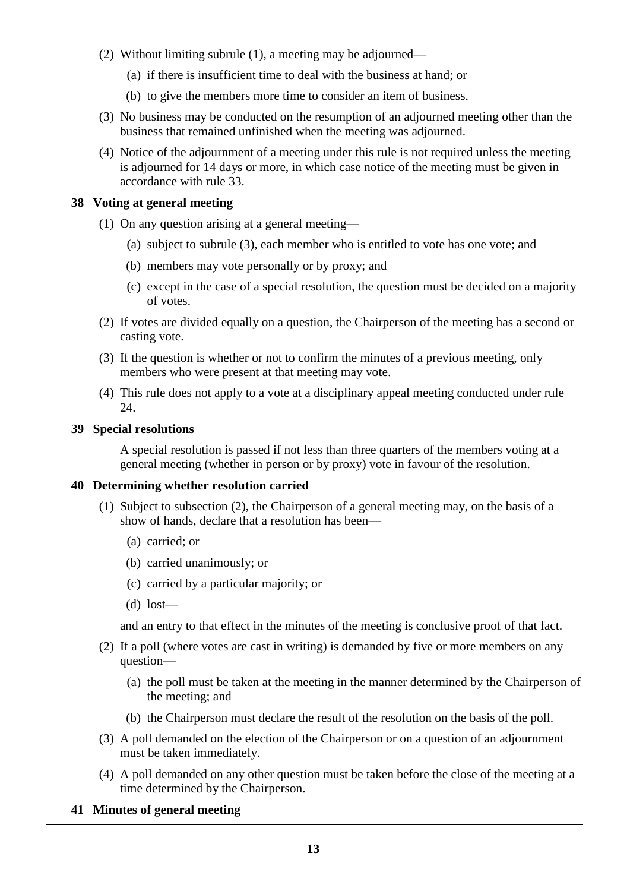(2) Without limiting subrule (1), a meeting may be adjourned—

(a) if there is insufficient time to deal with the business at hand; or

(b) to give the members more time to consider an item of business.

(3) No business may be conducted on the resumption of an adjourned meeting other than the business that remained unfinished when the meeting was adjourned.

(4) Notice of the adjournment of a meeting under this rule is not required unless the meeting is adjourned for 14 days or more, in which case notice of the meeting must be given in accordance with rule 33.

### 38 Voting at general meeting

(1) On any question arising at a general meeting—

(a) subject to subrule (3), each member who is entitled to vote has one vote; and

(b) members may vote personally or by proxy; and

(c) except in the case of a special resolution, the question must be decided on a majority of votes.

(2) If votes are divided equally on a question, the Chairperson of the meeting has a second or casting vote.

(3) If the question is whether or not to confirm the minutes of a previous meeting, only members who were present at that meeting may vote.

(4) This rule does not apply to a vote at a disciplinary appeal meeting conducted under rule 24.

### 39 Special resolutions

A special resolution is passed if not less than three quarters of the members voting at a general meeting (whether in person or by proxy) vote in favour of the resolution.

### 40 Determining whether resolution carried

(1) Subject to subsection (2), the Chairperson of a general meeting may, on the basis of a show of hands, declare that a resolution has been—

(a) carried; or

(b) carried unanimously; or

(c) carried by a particular majority; or

(d) lost—

and an entry to that effect in the minutes of the meeting is conclusive proof of that fact.

(2) If a poll (where votes are cast in writing) is demanded by five or more members on any question—

(a) the poll must be taken at the meeting in the manner determined by the Chairperson of the meeting; and

(b) the Chairperson must declare the result of the resolution on the basis of the poll.

(3) A poll demanded on the election of the Chairperson or on a question of an adjournment must be taken immediately.

(4) A poll demanded on any other question must be taken before the close of the meeting at a time determined by the Chairperson.

### 41 Minutes of general meeting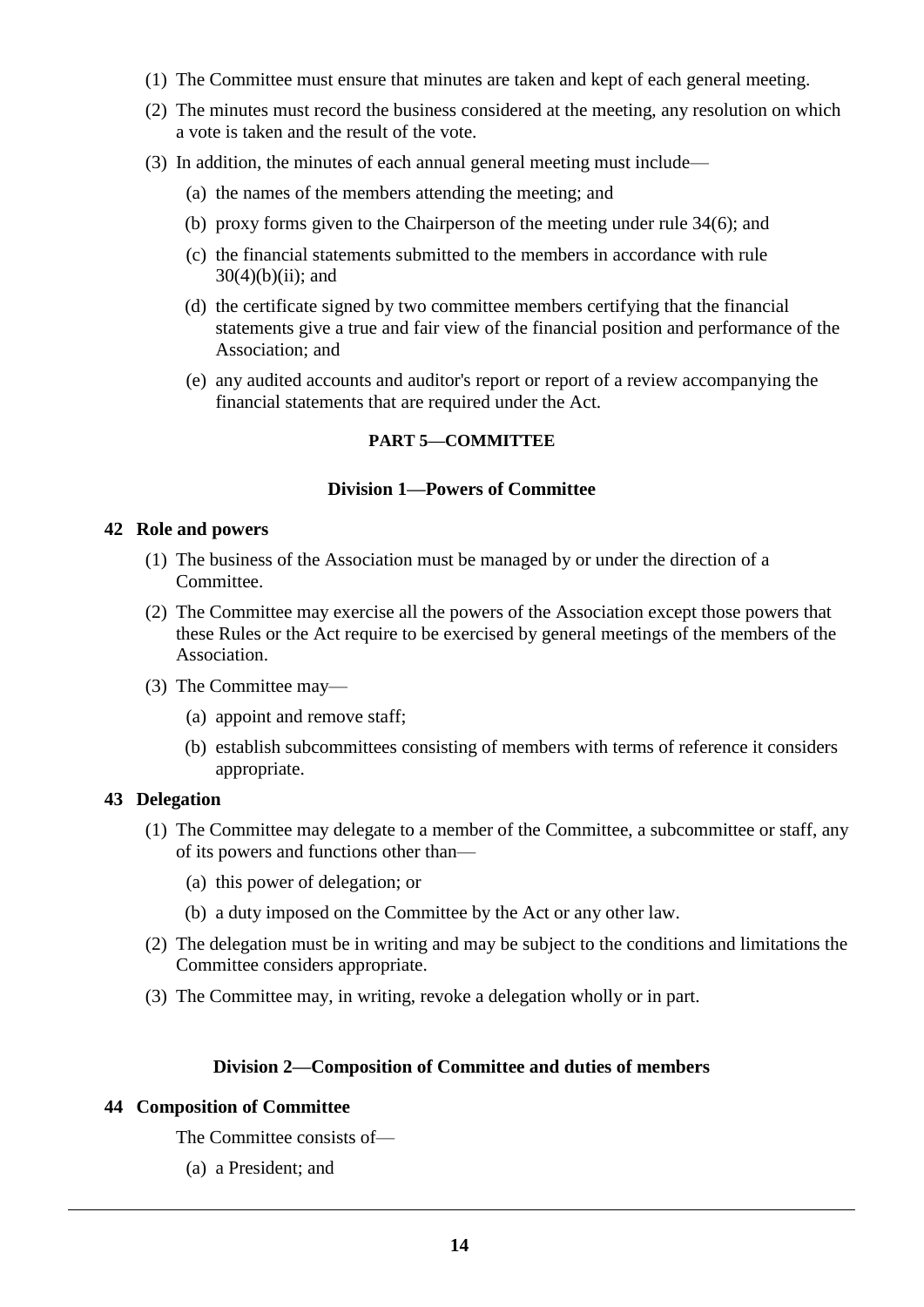(1) The Committee must ensure that minutes are taken and kept of each general meeting.

(2) The minutes must record the business considered at the meeting, any resolution on which a vote is taken and the result of the vote.

(3) In addition, the minutes of each annual general meeting must include—

(a) the names of the members attending the meeting; and

(b) proxy forms given to the Chairperson of the meeting under rule 34(6); and

(c) the financial statements submitted to the members in accordance with rule 30(4)(b)(ii); and

(d) the certificate signed by two committee members certifying that the financial statements give a true and fair view of the financial position and performance of the Association; and

(e) any audited accounts and auditor's report or report of a review accompanying the financial statements that are required under the Act.

## PART 5—COMMITTEE

### Division 1—Powers of Committee

#### 42 Role and powers

(1) The business of the Association must be managed by or under the direction of a Committee.

(2) The Committee may exercise all the powers of the Association except those powers that these Rules or the Act require to be exercised by general meetings of the members of the Association.

(3) The Committee may—

(a) appoint and remove staff;

(b) establish subcommittees consisting of members with terms of reference it considers appropriate.

#### 43 Delegation

(1) The Committee may delegate to a member of the Committee, a subcommittee or staff, any of its powers and functions other than—

(a) this power of delegation; or

(b) a duty imposed on the Committee by the Act or any other law.

(2) The delegation must be in writing and may be subject to the conditions and limitations the Committee considers appropriate.

(3) The Committee may, in writing, revoke a delegation wholly or in part.

### Division 2—Composition of Committee and duties of members

#### 44 Composition of Committee

The Committee consists of—

(a) a President; and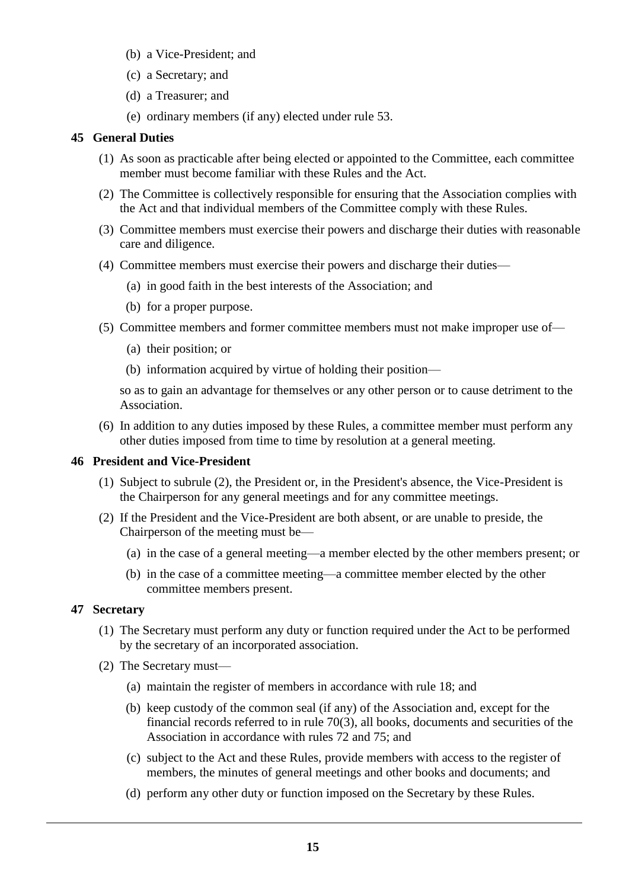(b) a Vice-President; and

(c) a Secretary; and

(d) a Treasurer; and

(e) ordinary members (if any) elected under rule 53.

### 45 General Duties

(1) As soon as practicable after being elected or appointed to the Committee, each committee member must become familiar with these Rules and the Act.

(2) The Committee is collectively responsible for ensuring that the Association complies with the Act and that individual members of the Committee comply with these Rules.

(3) Committee members must exercise their powers and discharge their duties with reasonable care and diligence.

(4) Committee members must exercise their powers and discharge their duties—

(a) in good faith in the best interests of the Association; and

(b) for a proper purpose.

(5) Committee members and former committee members must not make improper use of—

(a) their position; or

(b) information acquired by virtue of holding their position—

so as to gain an advantage for themselves or any other person or to cause detriment to the Association.

(6) In addition to any duties imposed by these Rules, a committee member must perform any other duties imposed from time to time by resolution at a general meeting.

### 46 President and Vice-President

(1) Subject to subrule (2), the President or, in the President's absence, the Vice-President is the Chairperson for any general meetings and for any committee meetings.

(2) If the President and the Vice-President are both absent, or are unable to preside, the Chairperson of the meeting must be—

(a) in the case of a general meeting—a member elected by the other members present; or

(b) in the case of a committee meeting—a committee member elected by the other committee members present.

### 47 Secretary

(1) The Secretary must perform any duty or function required under the Act to be performed by the secretary of an incorporated association.

(2) The Secretary must—

(a) maintain the register of members in accordance with rule 18; and

(b) keep custody of the common seal (if any) of the Association and, except for the financial records referred to in rule 70(3), all books, documents and securities of the Association in accordance with rules 72 and 75; and

(c) subject to the Act and these Rules, provide members with access to the register of members, the minutes of general meetings and other books and documents; and

(d) perform any other duty or function imposed on the Secretary by these Rules.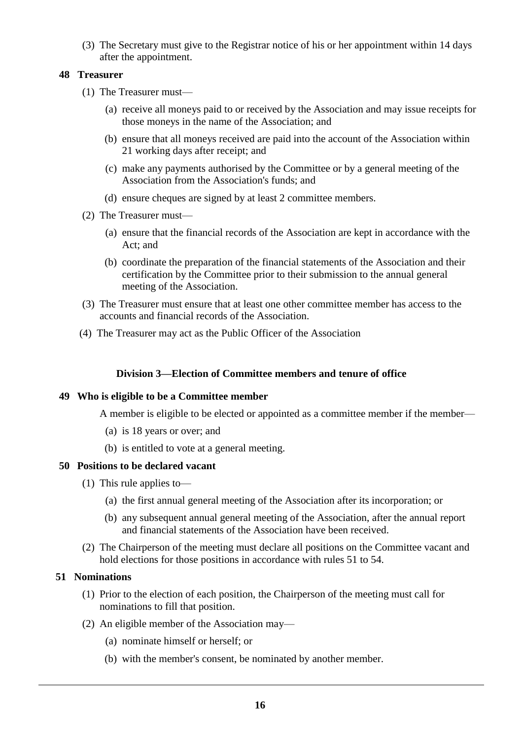(3) The Secretary must give to the Registrar notice of his or her appointment within 14 days after the appointment.

**48 Treasurer**

(1) The Treasurer must—

(a) receive all moneys paid to or received by the Association and may issue receipts for those moneys in the name of the Association; and

(b) ensure that all moneys received are paid into the account of the Association within 21 working days after receipt; and

(c) make any payments authorised by the Committee or by a general meeting of the Association from the Association's funds; and

(d) ensure cheques are signed by at least 2 committee members.

(2) The Treasurer must—

(a) ensure that the financial records of the Association are kept in accordance with the Act; and

(b) coordinate the preparation of the financial statements of the Association and their certification by the Committee prior to their submission to the annual general meeting of the Association.

(3) The Treasurer must ensure that at least one other committee member has access to the accounts and financial records of the Association.

(4) The Treasurer may act as the Public Officer of the Association

**Division 3—Election of Committee members and tenure of office**

**49 Who is eligible to be a Committee member**

A member is eligible to be elected or appointed as a committee member if the member—

(a) is 18 years or over; and

(b) is entitled to vote at a general meeting.

**50 Positions to be declared vacant**

(1) This rule applies to—

(a) the first annual general meeting of the Association after its incorporation; or

(b) any subsequent annual general meeting of the Association, after the annual report and financial statements of the Association have been received.

(2) The Chairperson of the meeting must declare all positions on the Committee vacant and hold elections for those positions in accordance with rules 51 to 54.

**51 Nominations**

(1) Prior to the election of each position, the Chairperson of the meeting must call for nominations to fill that position.

(2) An eligible member of the Association may—

(a) nominate himself or herself; or

(b) with the member's consent, be nominated by another member.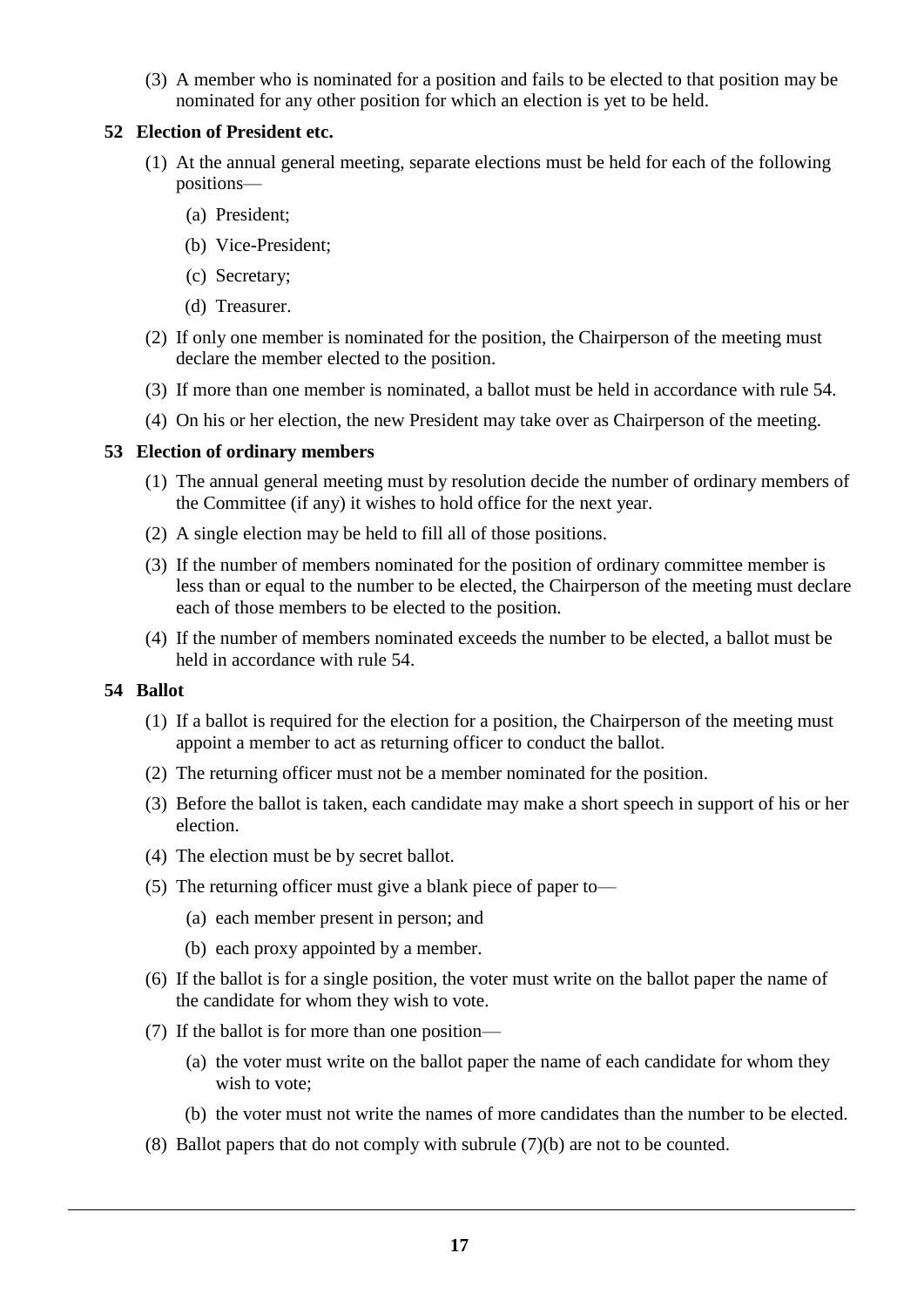(3) A member who is nominated for a position and fails to be elected to that position may be nominated for any other position for which an election is yet to be held.

### 52 Election of President etc.

(1) At the annual general meeting, separate elections must be held for each of the following positions—

(a) President;

(b) Vice-President;

(c) Secretary;

(d) Treasurer.

(2) If only one member is nominated for the position, the Chairperson of the meeting must declare the member elected to the position.

(3) If more than one member is nominated, a ballot must be held in accordance with rule 54.

(4) On his or her election, the new President may take over as Chairperson of the meeting.

### 53 Election of ordinary members

(1) The annual general meeting must by resolution decide the number of ordinary members of the Committee (if any) it wishes to hold office for the next year.

(2) A single election may be held to fill all of those positions.

(3) If the number of members nominated for the position of ordinary committee member is less than or equal to the number to be elected, the Chairperson of the meeting must declare each of those members to be elected to the position.

(4) If the number of members nominated exceeds the number to be elected, a ballot must be held in accordance with rule 54.

### 54 Ballot

(1) If a ballot is required for the election for a position, the Chairperson of the meeting must appoint a member to act as returning officer to conduct the ballot.

(2) The returning officer must not be a member nominated for the position.

(3) Before the ballot is taken, each candidate may make a short speech in support of his or her election.

(4) The election must be by secret ballot.

(5) The returning officer must give a blank piece of paper to—

(a) each member present in person; and

(b) each proxy appointed by a member.

(6) If the ballot is for a single position, the voter must write on the ballot paper the name of the candidate for whom they wish to vote.

(7) If the ballot is for more than one position—

(a) the voter must write on the ballot paper the name of each candidate for whom they wish to vote;

(b) the voter must not write the names of more candidates than the number to be elected.

(8) Ballot papers that do not comply with subrule (7)(b) are not to be counted.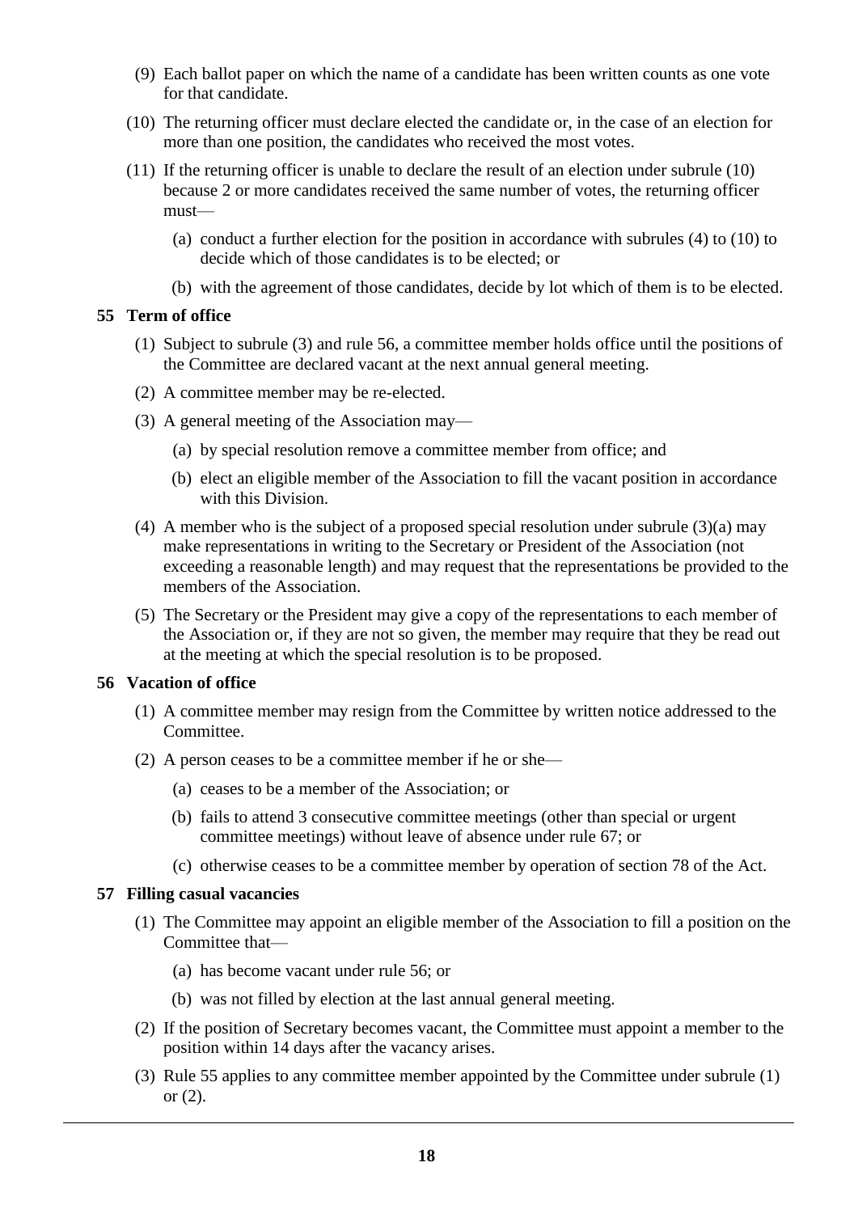(9) Each ballot paper on which the name of a candidate has been written counts as one vote for that candidate.

(10) The returning officer must declare elected the candidate or, in the case of an election for more than one position, the candidates who received the most votes.

(11) If the returning officer is unable to declare the result of an election under subrule (10) because 2 or more candidates received the same number of votes, the returning officer must—

- (a) conduct a further election for the position in accordance with subrules (4) to (10) to decide which of those candidates is to be elected; or
- (b) with the agreement of those candidates, decide by lot which of them is to be elected.

### 55 Term of office

(1) Subject to subrule (3) and rule 56, a committee member holds office until the positions of the Committee are declared vacant at the next annual general meeting.

(2) A committee member may be re-elected.

(3) A general meeting of the Association may—

- (a) by special resolution remove a committee member from office; and
- (b) elect an eligible member of the Association to fill the vacant position in accordance with this Division.

(4) A member who is the subject of a proposed special resolution under subrule (3)(a) may make representations in writing to the Secretary or President of the Association (not exceeding a reasonable length) and may request that the representations be provided to the members of the Association.

(5) The Secretary or the President may give a copy of the representations to each member of the Association or, if they are not so given, the member may require that they be read out at the meeting at which the special resolution is to be proposed.

### 56 Vacation of office

(1) A committee member may resign from the Committee by written notice addressed to the Committee.

(2) A person ceases to be a committee member if he or she—

- (a) ceases to be a member of the Association; or
- (b) fails to attend 3 consecutive committee meetings (other than special or urgent committee meetings) without leave of absence under rule 67; or
- (c) otherwise ceases to be a committee member by operation of section 78 of the Act.

### 57 Filling casual vacancies

(1) The Committee may appoint an eligible member of the Association to fill a position on the Committee that—

- (a) has become vacant under rule 56; or
- (b) was not filled by election at the last annual general meeting.

(2) If the position of Secretary becomes vacant, the Committee must appoint a member to the position within 14 days after the vacancy arises.

(3) Rule 55 applies to any committee member appointed by the Committee under subrule (1) or (2).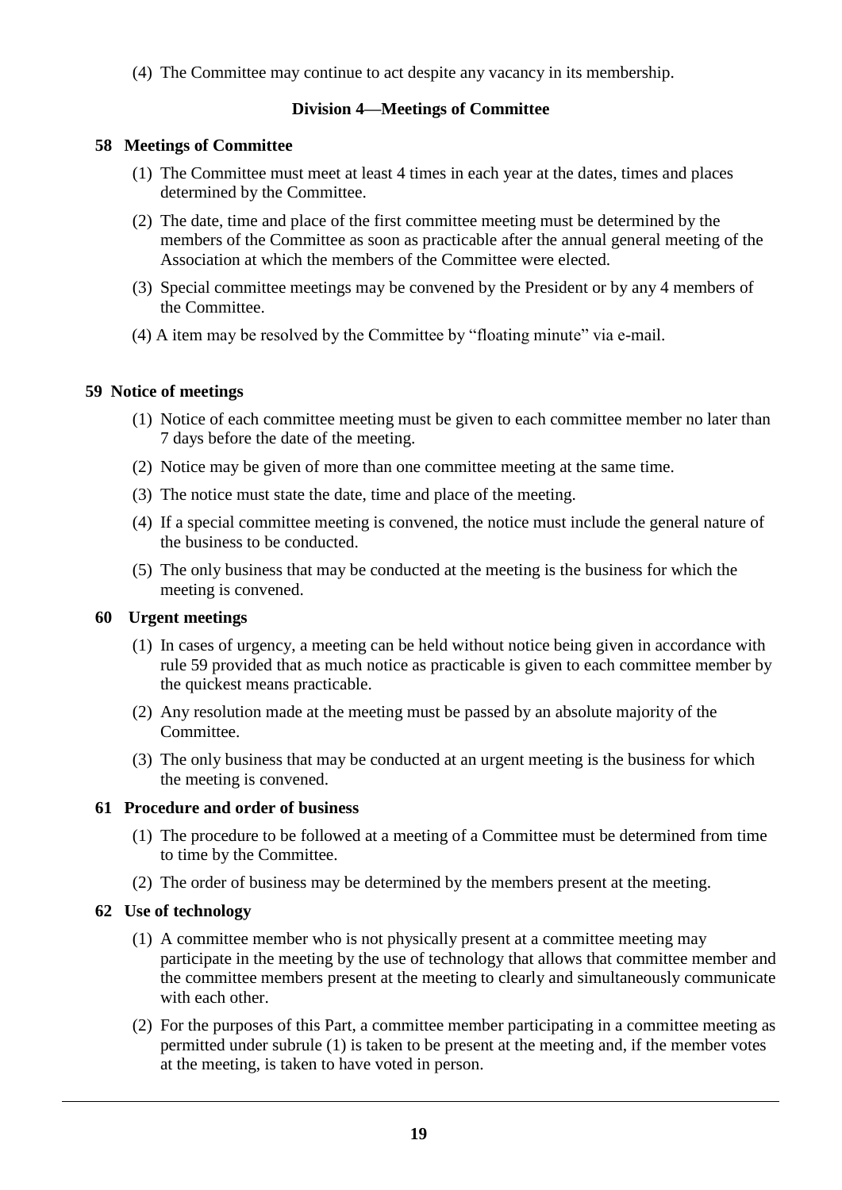(4) The Committee may continue to act despite any vacancy in its membership.

## Division 4—Meetings of Committee

### 58 Meetings of Committee

(1) The Committee must meet at least 4 times in each year at the dates, times and places determined by the Committee.

(2) The date, time and place of the first committee meeting must be determined by the members of the Committee as soon as practicable after the annual general meeting of the Association at which the members of the Committee were elected.

(3) Special committee meetings may be convened by the President or by any 4 members of the Committee.

(4) A item may be resolved by the Committee by "floating minute" via e-mail.

### 59 Notice of meetings

(1) Notice of each committee meeting must be given to each committee member no later than 7 days before the date of the meeting.

(2) Notice may be given of more than one committee meeting at the same time.

(3) The notice must state the date, time and place of the meeting.

(4) If a special committee meeting is convened, the notice must include the general nature of the business to be conducted.

(5) The only business that may be conducted at the meeting is the business for which the meeting is convened.

### 60 Urgent meetings

(1) In cases of urgency, a meeting can be held without notice being given in accordance with rule 59 provided that as much notice as practicable is given to each committee member by the quickest means practicable.

(2) Any resolution made at the meeting must be passed by an absolute majority of the Committee.

(3) The only business that may be conducted at an urgent meeting is the business for which the meeting is convened.

### 61 Procedure and order of business

(1) The procedure to be followed at a meeting of a Committee must be determined from time to time by the Committee.

(2) The order of business may be determined by the members present at the meeting.

### 62 Use of technology

(1) A committee member who is not physically present at a committee meeting may participate in the meeting by the use of technology that allows that committee member and the committee members present at the meeting to clearly and simultaneously communicate with each other.

(2) For the purposes of this Part, a committee member participating in a committee meeting as permitted under subrule (1) is taken to be present at the meeting and, if the member votes at the meeting, is taken to have voted in person.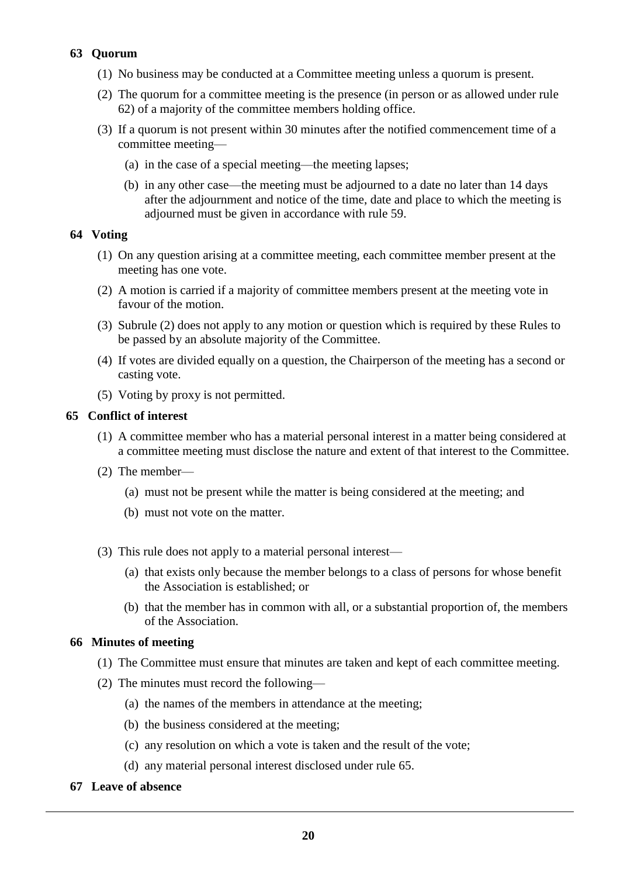### 63 Quorum

(1) No business may be conducted at a Committee meeting unless a quorum is present.

(2) The quorum for a committee meeting is the presence (in person or as allowed under rule 62) of a majority of the committee members holding office.

(3) If a quorum is not present within 30 minutes after the notified commencement time of a committee meeting—

(a) in the case of a special meeting—the meeting lapses;

(b) in any other case—the meeting must be adjourned to a date no later than 14 days after the adjournment and notice of the time, date and place to which the meeting is adjourned must be given in accordance with rule 59.

### 64 Voting

(1) On any question arising at a committee meeting, each committee member present at the meeting has one vote.

(2) A motion is carried if a majority of committee members present at the meeting vote in favour of the motion.

(3) Subrule (2) does not apply to any motion or question which is required by these Rules to be passed by an absolute majority of the Committee.

(4) If votes are divided equally on a question, the Chairperson of the meeting has a second or casting vote.

(5) Voting by proxy is not permitted.

### 65 Conflict of interest

(1) A committee member who has a material personal interest in a matter being considered at a committee meeting must disclose the nature and extent of that interest to the Committee.

(2) The member—

(a) must not be present while the matter is being considered at the meeting; and

(b) must not vote on the matter.

(3) This rule does not apply to a material personal interest—

(a) that exists only because the member belongs to a class of persons for whose benefit the Association is established; or

(b) that the member has in common with all, or a substantial proportion of, the members of the Association.

### 66 Minutes of meeting

(1) The Committee must ensure that minutes are taken and kept of each committee meeting.

(2) The minutes must record the following—

(a) the names of the members in attendance at the meeting;

(b) the business considered at the meeting;

(c) any resolution on which a vote is taken and the result of the vote;

(d) any material personal interest disclosed under rule 65.

### 67 Leave of absence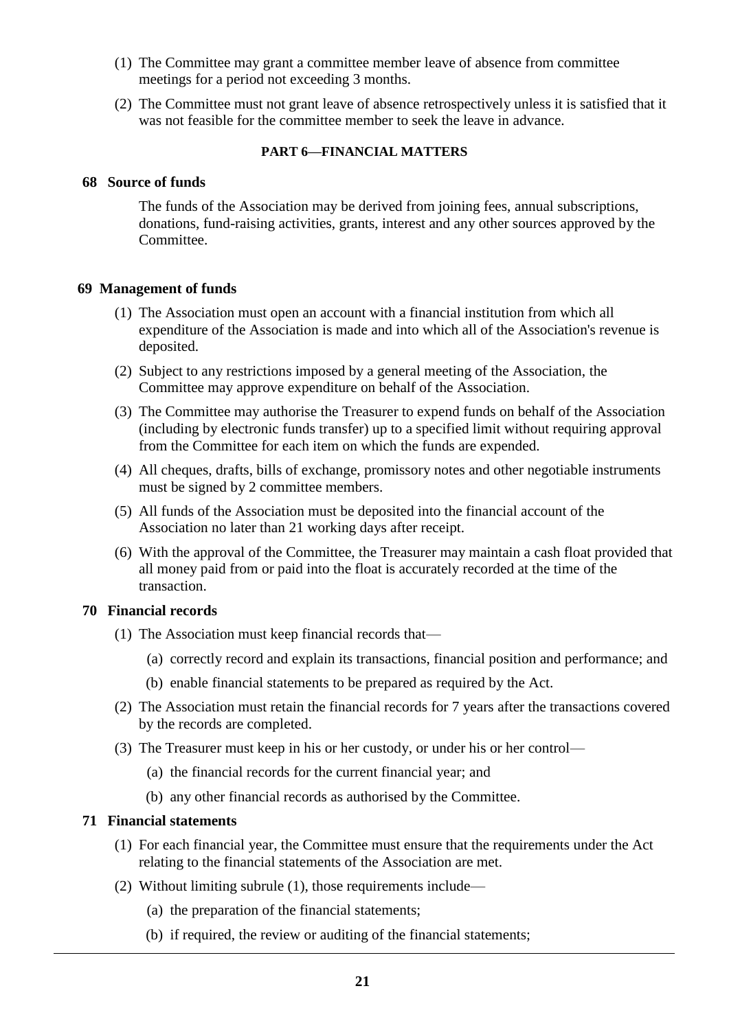(1) The Committee may grant a committee member leave of absence from committee meetings for a period not exceeding 3 months.

(2) The Committee must not grant leave of absence retrospectively unless it is satisfied that it was not feasible for the committee member to seek the leave in advance.

## PART 6—FINANCIAL MATTERS

### 68 Source of funds

The funds of the Association may be derived from joining fees, annual subscriptions, donations, fund-raising activities, grants, interest and any other sources approved by the Committee.

### 69 Management of funds

(1) The Association must open an account with a financial institution from which all expenditure of the Association is made and into which all of the Association's revenue is deposited.

(2) Subject to any restrictions imposed by a general meeting of the Association, the Committee may approve expenditure on behalf of the Association.

(3) The Committee may authorise the Treasurer to expend funds on behalf of the Association (including by electronic funds transfer) up to a specified limit without requiring approval from the Committee for each item on which the funds are expended.

(4) All cheques, drafts, bills of exchange, promissory notes and other negotiable instruments must be signed by 2 committee members.

(5) All funds of the Association must be deposited into the financial account of the Association no later than 21 working days after receipt.

(6) With the approval of the Committee, the Treasurer may maintain a cash float provided that all money paid from or paid into the float is accurately recorded at the time of the transaction.

### 70 Financial records

(1) The Association must keep financial records that—

(a) correctly record and explain its transactions, financial position and performance; and

(b) enable financial statements to be prepared as required by the Act.

(2) The Association must retain the financial records for 7 years after the transactions covered by the records are completed.

(3) The Treasurer must keep in his or her custody, or under his or her control—

(a) the financial records for the current financial year; and

(b) any other financial records as authorised by the Committee.

### 71 Financial statements

(1) For each financial year, the Committee must ensure that the requirements under the Act relating to the financial statements of the Association are met.

(2) Without limiting subrule (1), those requirements include—

(a) the preparation of the financial statements;

(b) if required, the review or auditing of the financial statements;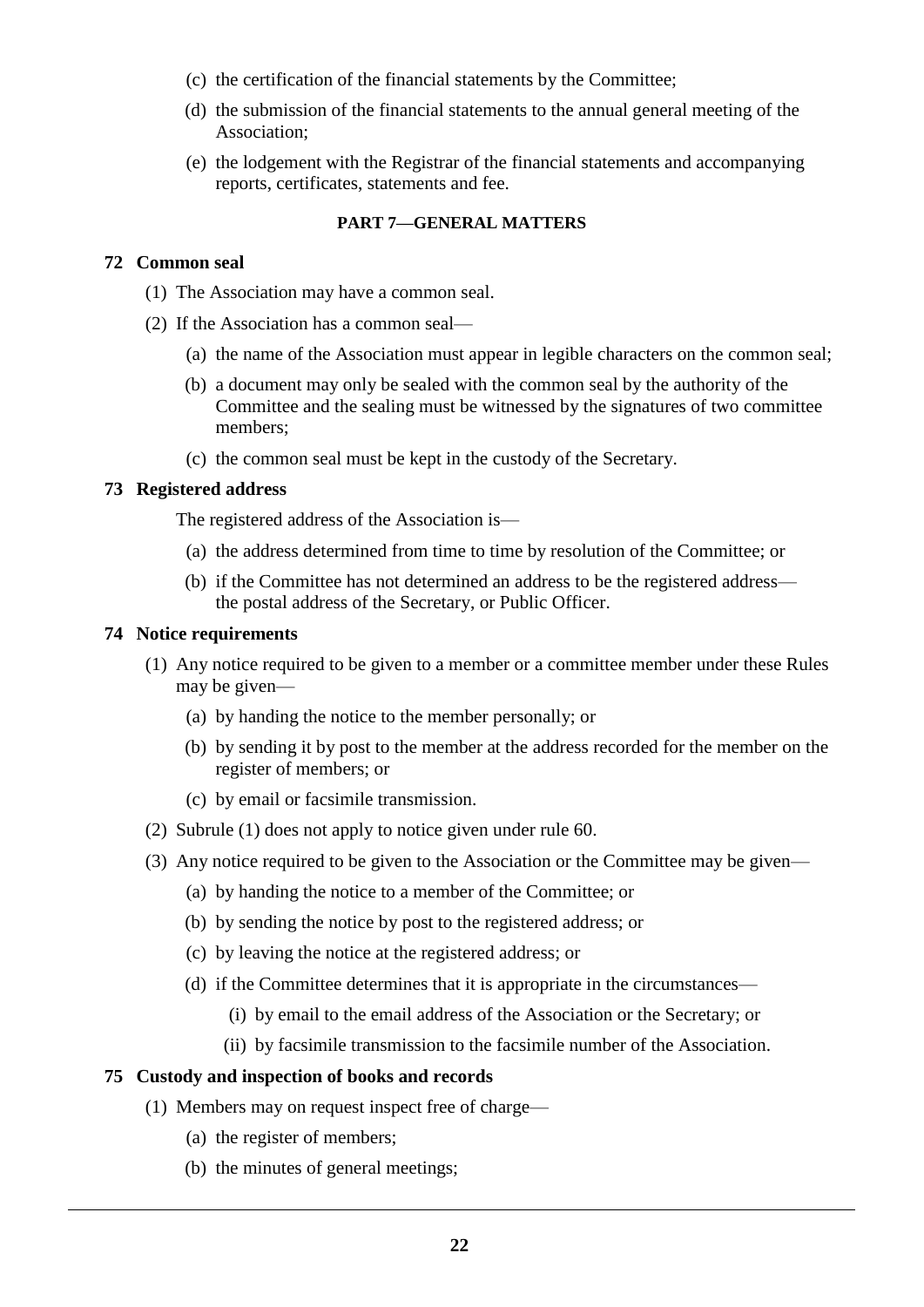(c) the certification of the financial statements by the Committee;

(d) the submission of the financial statements to the annual general meeting of the Association;

(e) the lodgement with the Registrar of the financial statements and accompanying reports, certificates, statements and fee.

## PART 7—GENERAL MATTERS

### 72 Common seal

(1) The Association may have a common seal.

(2) If the Association has a common seal—

(a) the name of the Association must appear in legible characters on the common seal;

(b) a document may only be sealed with the common seal by the authority of the Committee and the sealing must be witnessed by the signatures of two committee members;

(c) the common seal must be kept in the custody of the Secretary.

### 73 Registered address

The registered address of the Association is—

(a) the address determined from time to time by resolution of the Committee; or

(b) if the Committee has not determined an address to be the registered address—the postal address of the Secretary, or Public Officer.

### 74 Notice requirements

(1) Any notice required to be given to a member or a committee member under these Rules may be given—

(a) by handing the notice to the member personally; or

(b) by sending it by post to the member at the address recorded for the member on the register of members; or

(c) by email or facsimile transmission.

(2) Subrule (1) does not apply to notice given under rule 60.

(3) Any notice required to be given to the Association or the Committee may be given—

(a) by handing the notice to a member of the Committee; or

(b) by sending the notice by post to the registered address; or

(c) by leaving the notice at the registered address; or

(d) if the Committee determines that it is appropriate in the circumstances—

(i) by email to the email address of the Association or the Secretary; or

(ii) by facsimile transmission to the facsimile number of the Association.

### 75 Custody and inspection of books and records

(1) Members may on request inspect free of charge—

(a) the register of members;

(b) the minutes of general meetings;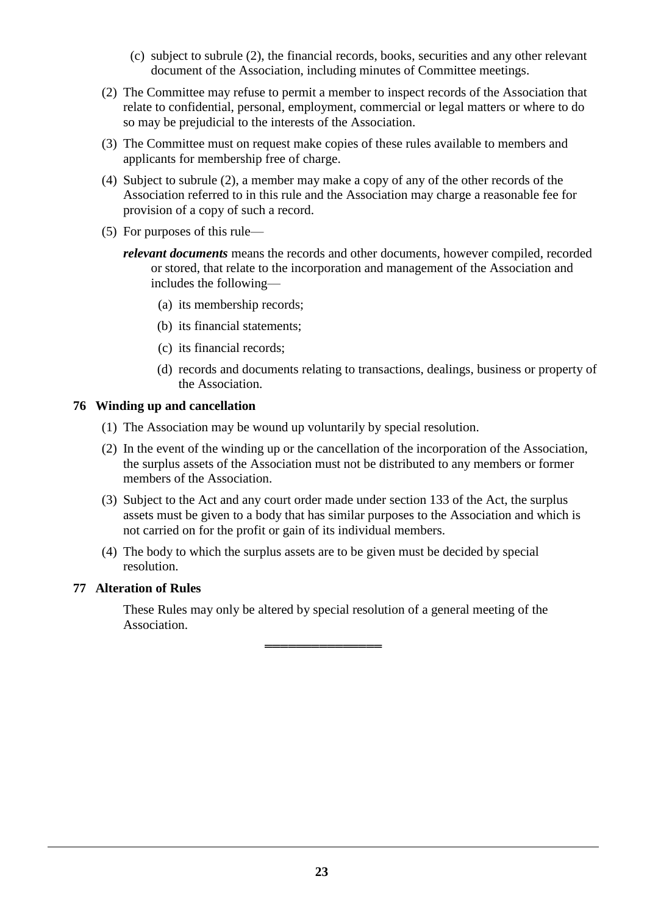(c) subject to subrule (2), the financial records, books, securities and any other relevant document of the Association, including minutes of Committee meetings.

(2) The Committee may refuse to permit a member to inspect records of the Association that relate to confidential, personal, employment, commercial or legal matters or where to do so may be prejudicial to the interests of the Association.

(3) The Committee must on request make copies of these rules available to members and applicants for membership free of charge.

(4) Subject to subrule (2), a member may make a copy of any of the other records of the Association referred to in this rule and the Association may charge a reasonable fee for provision of a copy of such a record.

(5) For purposes of this rule—

***relevant documents*** means the records and other documents, however compiled, recorded or stored, that relate to the incorporation and management of the Association and includes the following—

(a) its membership records;

(b) its financial statements;

(c) its financial records;

(d) records and documents relating to transactions, dealings, business or property of the Association.

**76 Winding up and cancellation**

(1) The Association may be wound up voluntarily by special resolution.

(2) In the event of the winding up or the cancellation of the incorporation of the Association, the surplus assets of the Association must not be distributed to any members or former members of the Association.

(3) Subject to the Act and any court order made under section 133 of the Act, the surplus assets must be given to a body that has similar purposes to the Association and which is not carried on for the profit or gain of its individual members.

(4) The body to which the surplus assets are to be given must be decided by special resolution.

**77 Alteration of Rules**

These Rules may only be altered by special resolution of a general meeting of the Association.

═══════════════